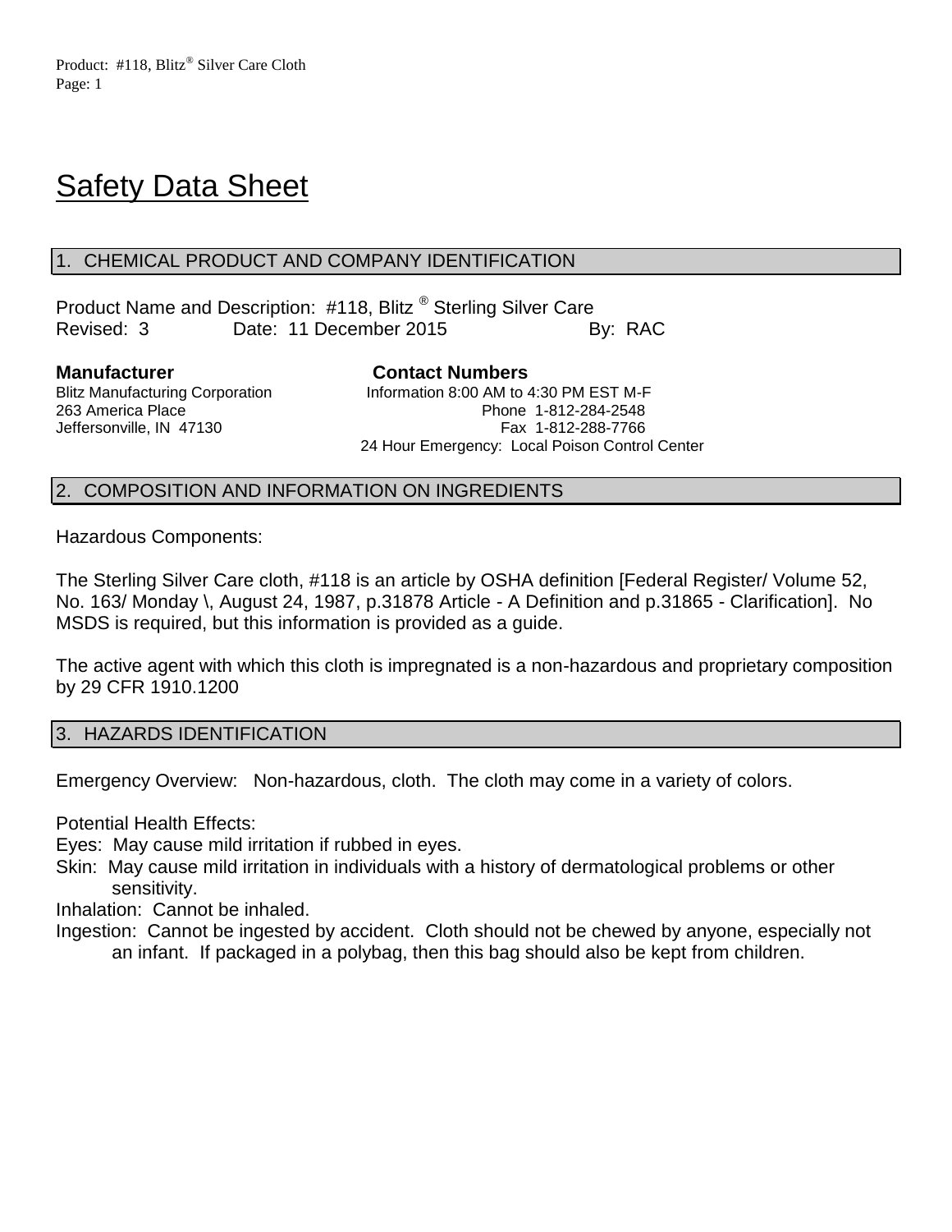# Safety Data Sheet

## 1. CHEMICAL PRODUCT AND COMPANY IDENTIFICATION

Product Name and Description: #118, Blitz ® Sterling Silver Care
Revised: 3 Date: 11 December 2015 By: RAC

**Manufacturer**
Blitz Manufacturing Corporation
263 America Place
Jeffersonville, IN 47130

**Contact Numbers**
Information 8:00 AM to 4:30 PM EST M-F
Phone 1-812-284-2548
Fax 1-812-288-7766
24 Hour Emergency: Local Poison Control Center

## 2. COMPOSITION AND INFORMATION ON INGREDIENTS

Hazardous Components:

The Sterling Silver Care cloth, #118 is an article by OSHA definition [Federal Register/ Volume 52, No. 163/ Monday \, August 24, 1987, p.31878 Article - A Definition and p.31865 - Clarification]. No MSDS is required, but this information is provided as a guide.

The active agent with which this cloth is impregnated is a non-hazardous and proprietary composition by 29 CFR 1910.1200

## 3. HAZARDS IDENTIFICATION

Emergency Overview: Non-hazardous, cloth. The cloth may come in a variety of colors.

Potential Health Effects:

Eyes: May cause mild irritation if rubbed in eyes.

Skin: May cause mild irritation in individuals with a history of dermatological problems or other sensitivity.

Inhalation: Cannot be inhaled.

Ingestion: Cannot be ingested by accident. Cloth should not be chewed by anyone, especially not an infant. If packaged in a polybag, then this bag should also be kept from children.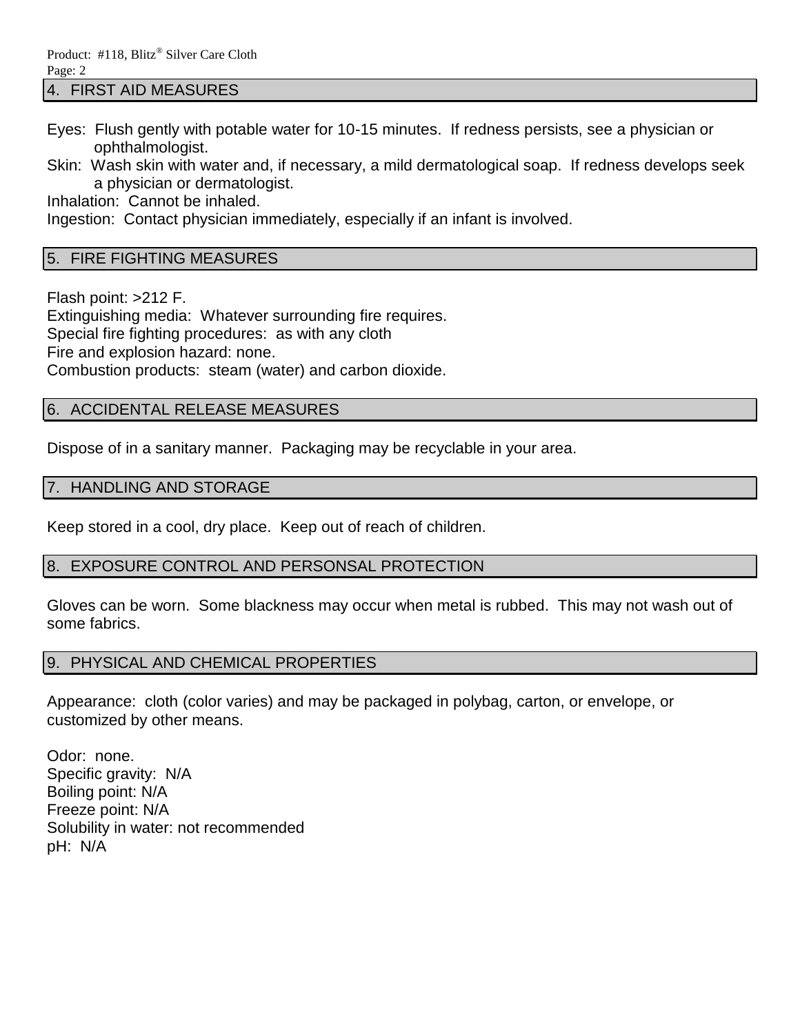## 4. FIRST AID MEASURES

Eyes: Flush gently with potable water for 10-15 minutes. If redness persists, see a physician or ophthalmologist.

Skin: Wash skin with water and, if necessary, a mild dermatological soap. If redness develops seek a physician or dermatologist.

Inhalation: Cannot be inhaled.

Ingestion: Contact physician immediately, especially if an infant is involved.

## 5. FIRE FIGHTING MEASURES

Flash point: >212 F.
Extinguishing media: Whatever surrounding fire requires.
Special fire fighting procedures: as with any cloth
Fire and explosion hazard: none.
Combustion products: steam (water) and carbon dioxide.

## 6. ACCIDENTAL RELEASE MEASURES

Dispose of in a sanitary manner. Packaging may be recyclable in your area.

## 7. HANDLING AND STORAGE

Keep stored in a cool, dry place. Keep out of reach of children.

## 8. EXPOSURE CONTROL AND PERSONSAL PROTECTION

Gloves can be worn. Some blackness may occur when metal is rubbed. This may not wash out of some fabrics.

## 9. PHYSICAL AND CHEMICAL PROPERTIES

Appearance: cloth (color varies) and may be packaged in polybag, carton, or envelope, or customized by other means.

Odor: none.
Specific gravity: N/A
Boiling point: N/A
Freeze point: N/A
Solubility in water: not recommended
pH: N/A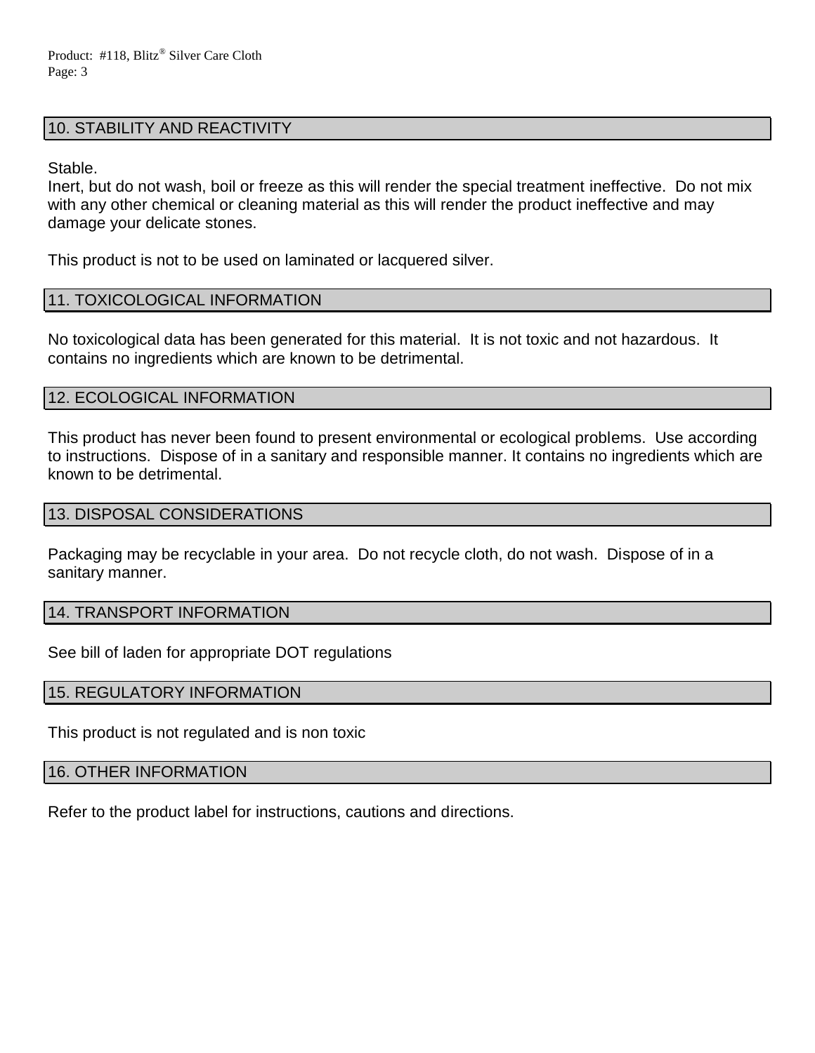## 10. STABILITY AND REACTIVITY

Stable.
Inert, but do not wash, boil or freeze as this will render the special treatment ineffective. Do not mix with any other chemical or cleaning material as this will render the product ineffective and may damage your delicate stones.

This product is not to be used on laminated or lacquered silver.

## 11. TOXICOLOGICAL INFORMATION

No toxicological data has been generated for this material. It is not toxic and not hazardous. It contains no ingredients which are known to be detrimental.

## 12. ECOLOGICAL INFORMATION

This product has never been found to present environmental or ecological problems. Use according to instructions. Dispose of in a sanitary and responsible manner. It contains no ingredients which are known to be detrimental.

## 13. DISPOSAL CONSIDERATIONS

Packaging may be recyclable in your area. Do not recycle cloth, do not wash. Dispose of in a sanitary manner.

## 14. TRANSPORT INFORMATION

See bill of laden for appropriate DOT regulations

## 15. REGULATORY INFORMATION

This product is not regulated and is non toxic

## 16. OTHER INFORMATION

Refer to the product label for instructions, cautions and directions.